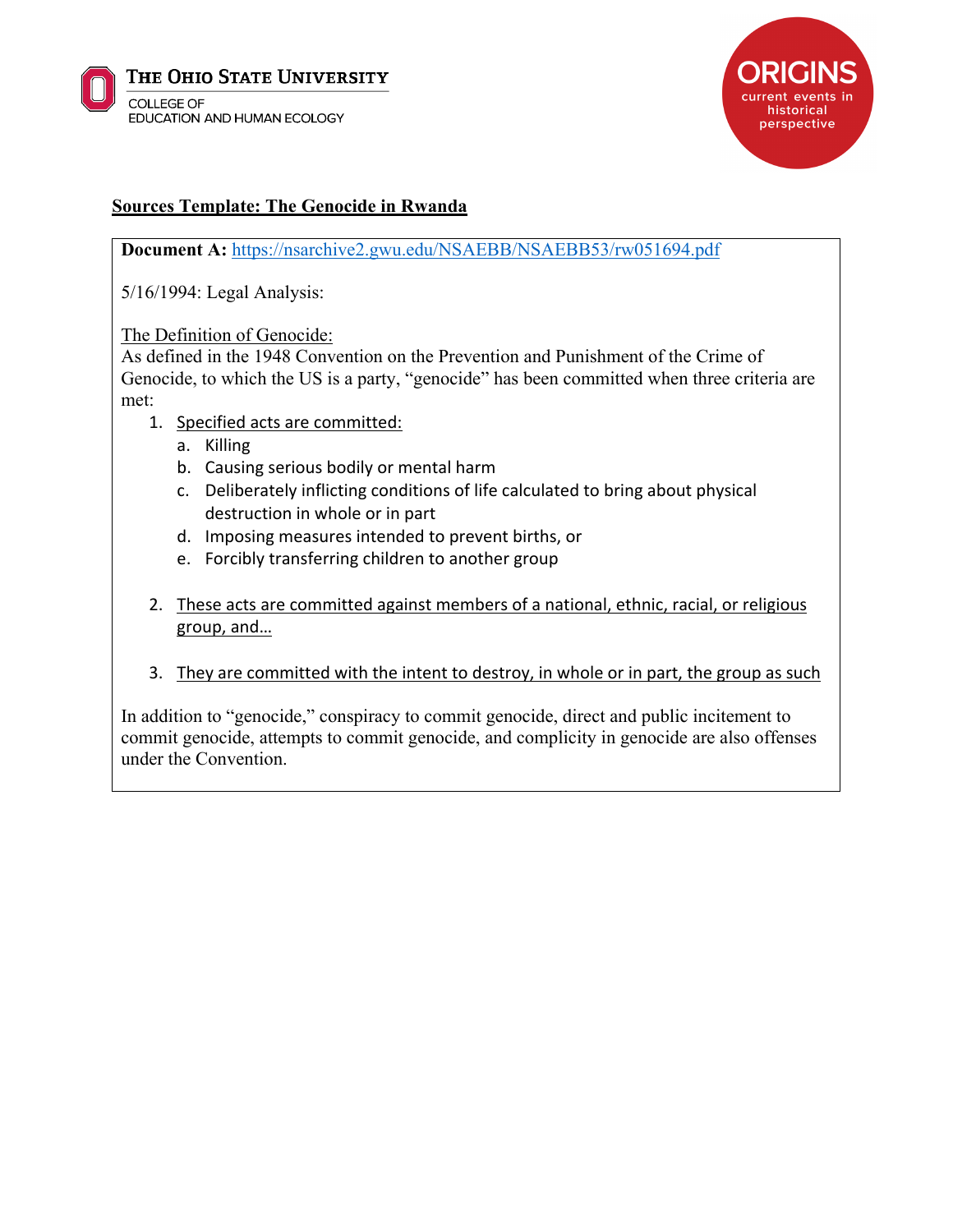The Ohio State University
College of Education and Human Ecology

ORIGINS current events in historical perspective

## Sources Template: The Genocide in Rwanda

**Document A:** https://nsarchive2.gwu.edu/NSAEBB/NSAEBB53/rw051694.pdf

5/16/1994: Legal Analysis:

The Definition of Genocide:
As defined in the 1948 Convention on the Prevention and Punishment of the Crime of Genocide, to which the US is a party, "genocide" has been committed when three criteria are met:

1. Specified acts are committed:
   a. Killing
   b. Causing serious bodily or mental harm
   c. Deliberately inflicting conditions of life calculated to bring about physical destruction in whole or in part
   d. Imposing measures intended to prevent births, or
   e. Forcibly transferring children to another group

2. These acts are committed against members of a national, ethnic, racial, or religious group, and…

3. They are committed with the intent to destroy, in whole or in part, the group as such

In addition to "genocide," conspiracy to commit genocide, direct and public incitement to commit genocide, attempts to commit genocide, and complicity in genocide are also offenses under the Convention.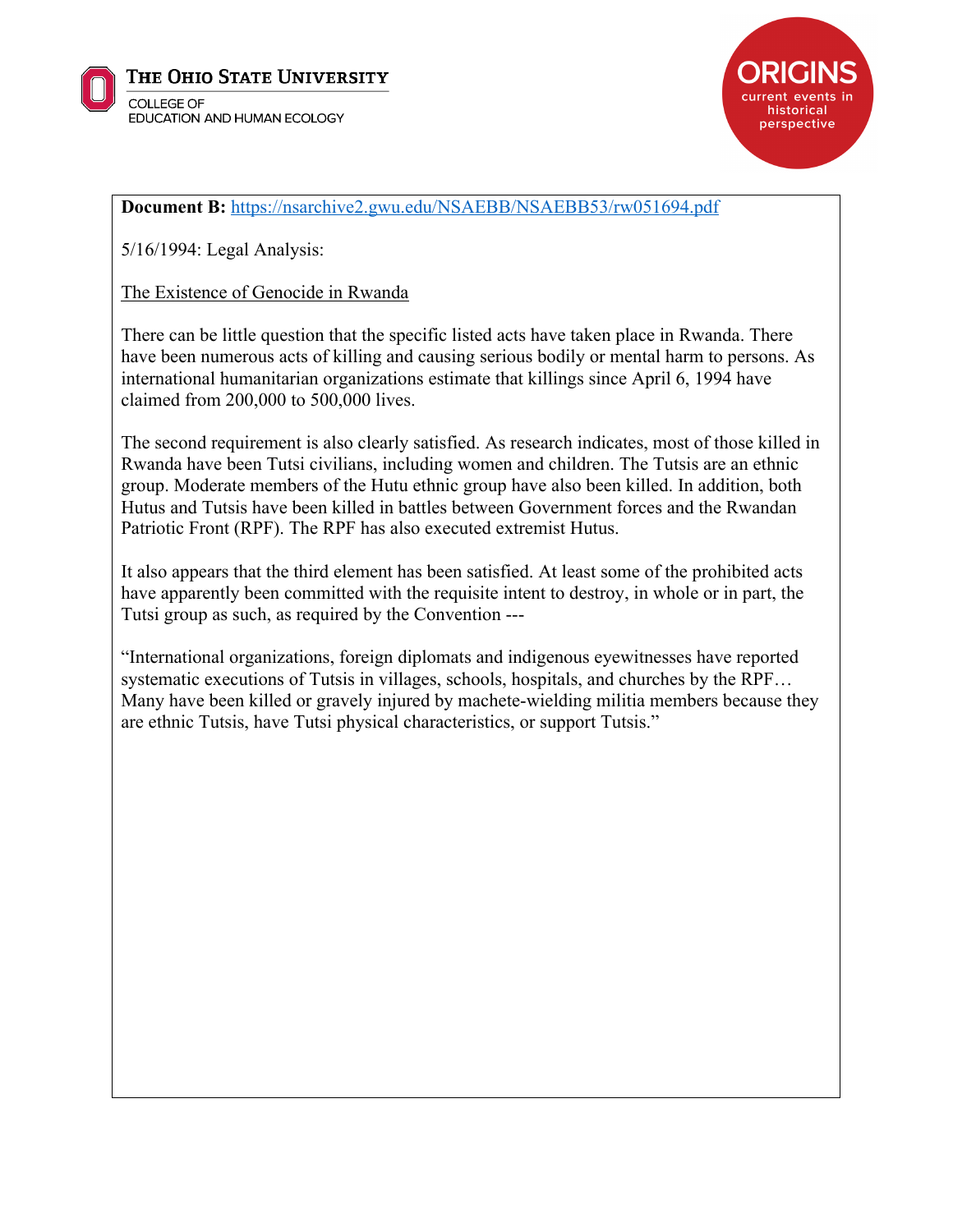**Document B:** [https://nsarchive2.gwu.edu/NSAEBB/NSAEBB53/rw051694.pdf](https://nsarchive2.gwu.edu/NSAEBB/NSAEBB53/rw051694.pdf)

5/16/1994: Legal Analysis:

<u>The Existence of Genocide in Rwanda</u>

There can be little question that the specific listed acts have taken place in Rwanda. There have been numerous acts of killing and causing serious bodily or mental harm to persons. As international humanitarian organizations estimate that killings since April 6, 1994 have claimed from 200,000 to 500,000 lives.

The second requirement is also clearly satisfied. As research indicates, most of those killed in Rwanda have been Tutsi civilians, including women and children. The Tutsis are an ethnic group. Moderate members of the Hutu ethnic group have also been killed. In addition, both Hutus and Tutsis have been killed in battles between Government forces and the Rwandan Patriotic Front (RPF). The RPF has also executed extremist Hutus.

It also appears that the third element has been satisfied. At least some of the prohibited acts have apparently been committed with the requisite intent to destroy, in whole or in part, the Tutsi group as such, as required by the Convention ---

"International organizations, foreign diplomats and indigenous eyewitnesses have reported systematic executions of Tutsis in villages, schools, hospitals, and churches by the RPF… Many have been killed or gravely injured by machete-wielding militia members because they are ethnic Tutsis, have Tutsi physical characteristics, or support Tutsis."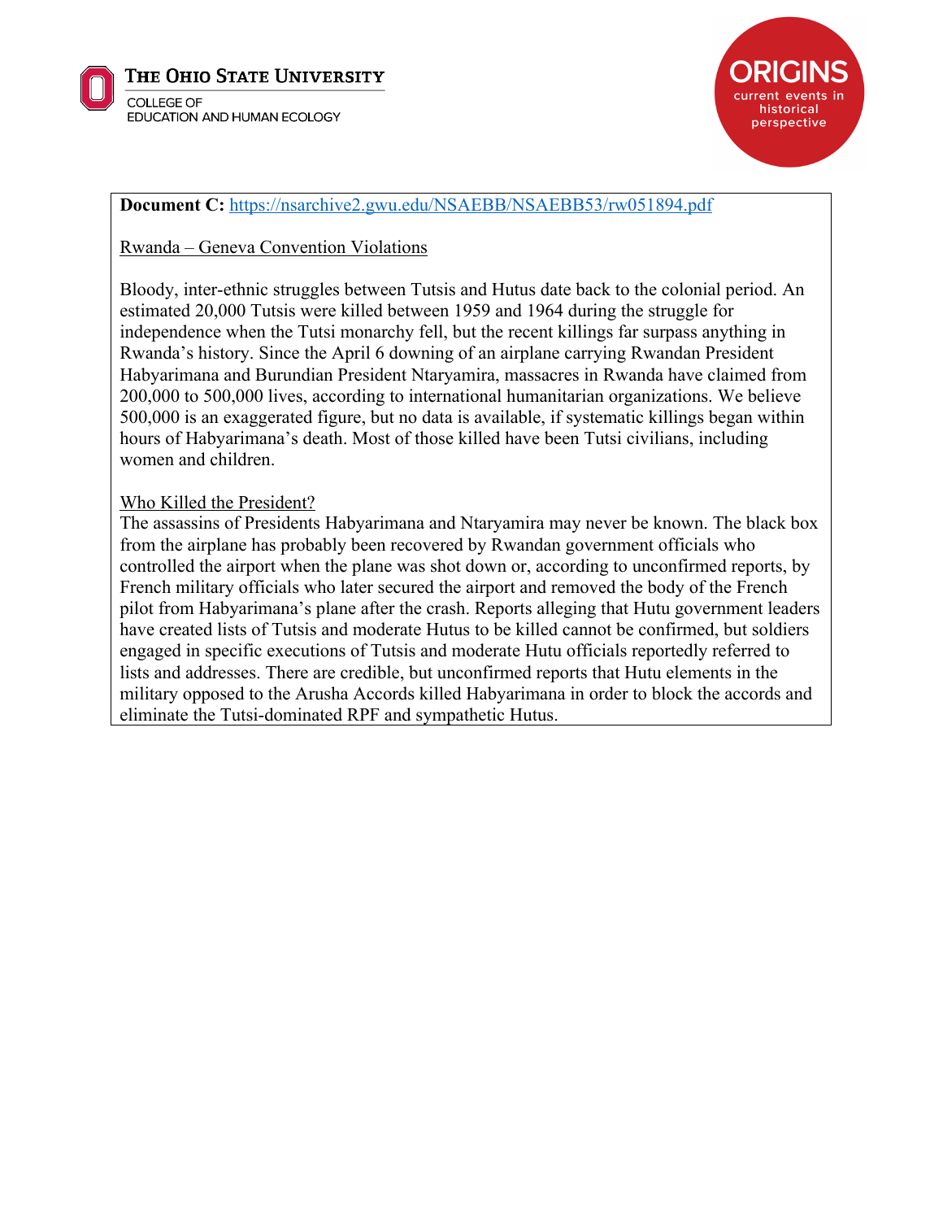**Document C:** [https://nsarchive2.gwu.edu/NSAEBB/NSAEBB53/rw051894.pdf](https://nsarchive2.gwu.edu/NSAEBB/NSAEBB53/rw051894.pdf)

Rwanda – Geneva Convention Violations

Bloody, inter-ethnic struggles between Tutsis and Hutus date back to the colonial period. An estimated 20,000 Tutsis were killed between 1959 and 1964 during the struggle for independence when the Tutsi monarchy fell, but the recent killings far surpass anything in Rwanda's history. Since the April 6 downing of an airplane carrying Rwandan President Habyarimana and Burundian President Ntaryamira, massacres in Rwanda have claimed from 200,000 to 500,000 lives, according to international humanitarian organizations. We believe 500,000 is an exaggerated figure, but no data is available, if systematic killings began within hours of Habyarimana's death. Most of those killed have been Tutsi civilians, including women and children.

Who Killed the President?

The assassins of Presidents Habyarimana and Ntaryamira may never be known. The black box from the airplane has probably been recovered by Rwandan government officials who controlled the airport when the plane was shot down or, according to unconfirmed reports, by French military officials who later secured the airport and removed the body of the French pilot from Habyarimana's plane after the crash. Reports alleging that Hutu government leaders have created lists of Tutsis and moderate Hutus to be killed cannot be confirmed, but soldiers engaged in specific executions of Tutsis and moderate Hutu officials reportedly referred to lists and addresses. There are credible, but unconfirmed reports that Hutu elements in the military opposed to the Arusha Accords killed Habyarimana in order to block the accords and eliminate the Tutsi-dominated RPF and sympathetic Hutus.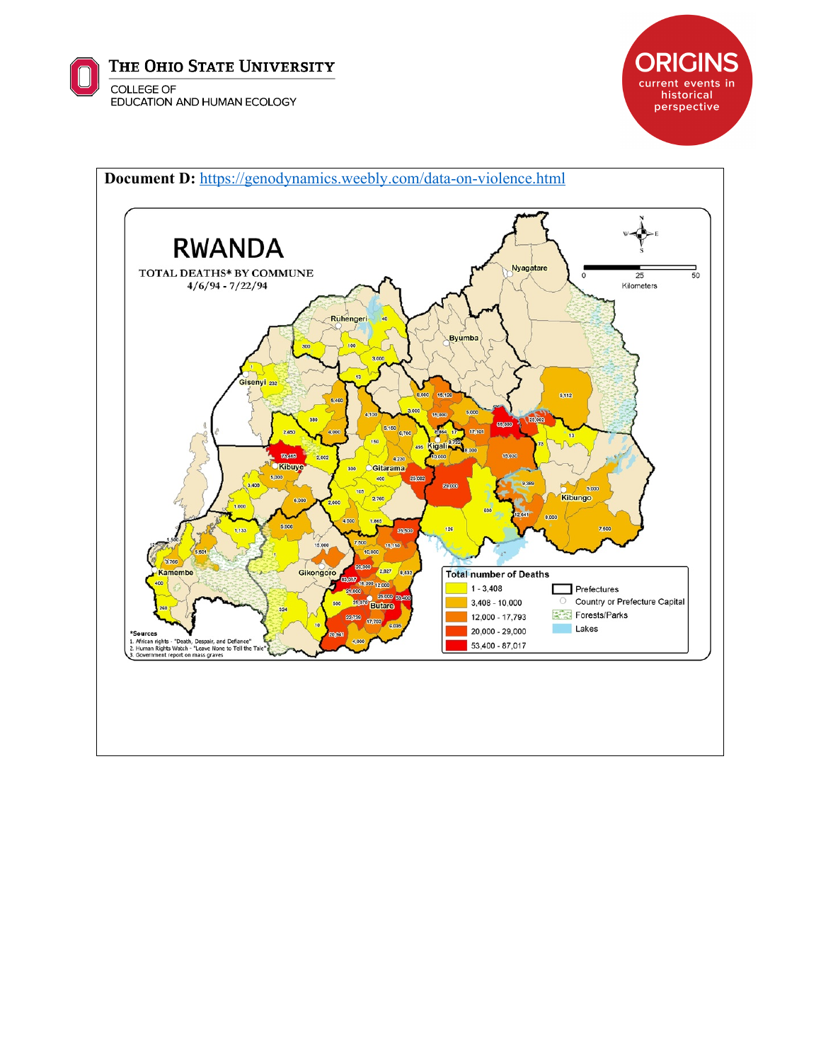**Document D:** https://genodynamics.weebly.com/data-on-violence.html

RWANDA

TOTAL DEATHS* BY COMMUNE

4/6/94 - 7/22/94

Nyagatare

Ruhengeri

Byumba

Gisenyi

Kigali

Kibuye

Gitarama

Kibungo

Kamembe

Gikongoro

Butare

0 25 50

Kilometers

Total number of Deaths

1 - 3,408

3,408 - 10,000

12,000 - 17,793

20,000 - 29,000

53,400 - 87,017

Prefectures

Country or Prefecture Capital

Forests/Parks

Lakes

*Sources

1. African rights - "Death, Despair, and Defiance"

2. Human Rights Watch - "Leave None to Tell the Tale"

3. Government report on mass graves